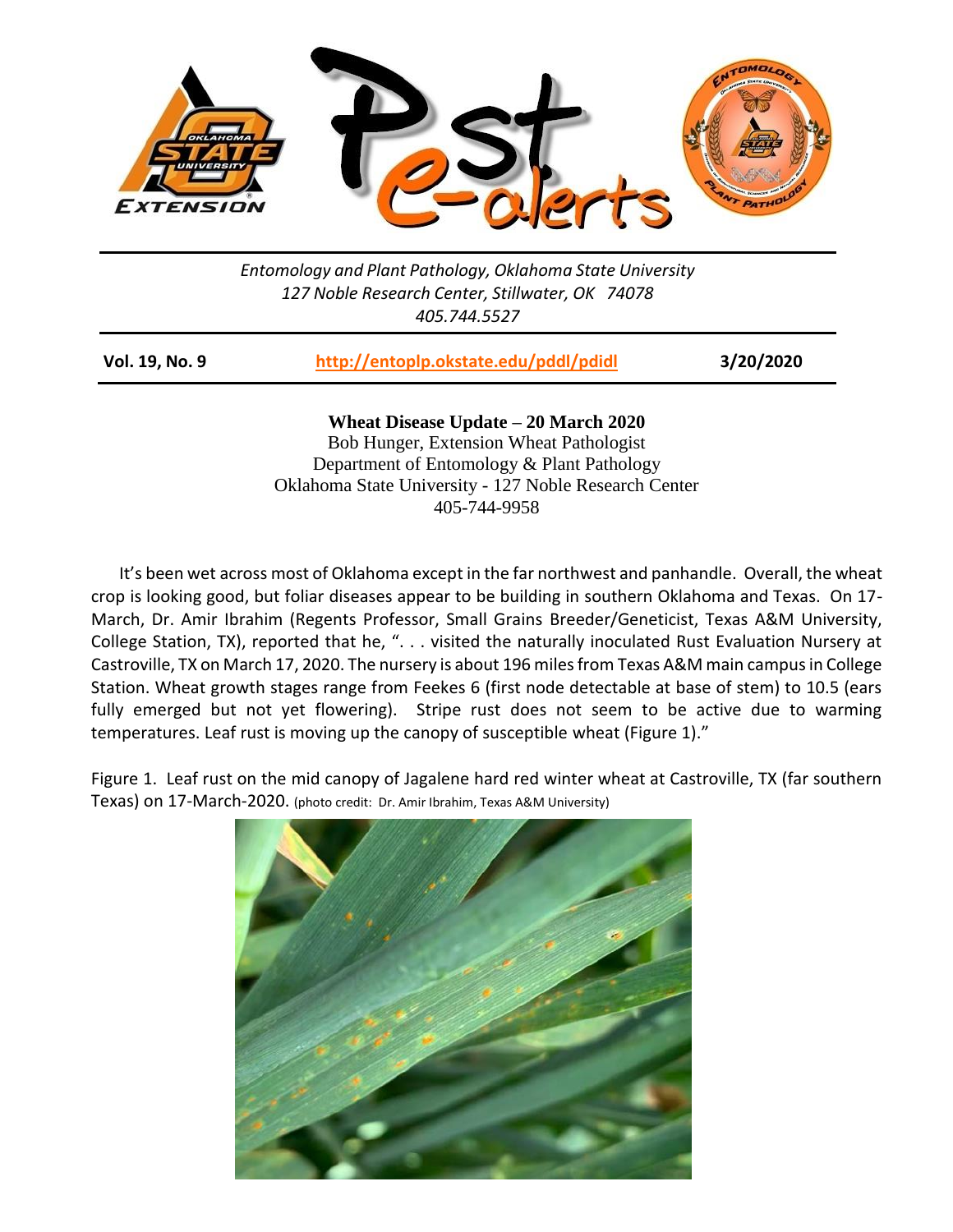Entomology and Plant Pathology, Oklahoma State University
127 Noble Research Center, Stillwater, OK 74078
405.744.5527

**Vol. 19, No. 9** | **http://entoplp.okstate.edu/pddl/pdidl** | **3/20/2020**

**Wheat Disease Update – 20 March 2020**

Bob Hunger, Extension Wheat Pathologist
Department of Entomology & Plant Pathology
Oklahoma State University - 127 Noble Research Center
405-744-9958

It's been wet across most of Oklahoma except in the far northwest and panhandle. Overall, the wheat crop is looking good, but foliar diseases appear to be building in southern Oklahoma and Texas. On 17-March, Dr. Amir Ibrahim (Regents Professor, Small Grains Breeder/Geneticist, Texas A&M University, College Station, TX), reported that he, ". . . visited the naturally inoculated Rust Evaluation Nursery at Castroville, TX on March 17, 2020. The nursery is about 196 miles from Texas A&M main campus in College Station. Wheat growth stages range from Feekes 6 (first node detectable at base of stem) to 10.5 (ears fully emerged but not yet flowering). Stripe rust does not seem to be active due to warming temperatures. Leaf rust is moving up the canopy of susceptible wheat (Figure 1)."

Figure 1. Leaf rust on the mid canopy of Jagalene hard red winter wheat at Castroville, TX (far southern Texas) on 17-March-2020. (photo credit: Dr. Amir Ibrahim, Texas A&M University)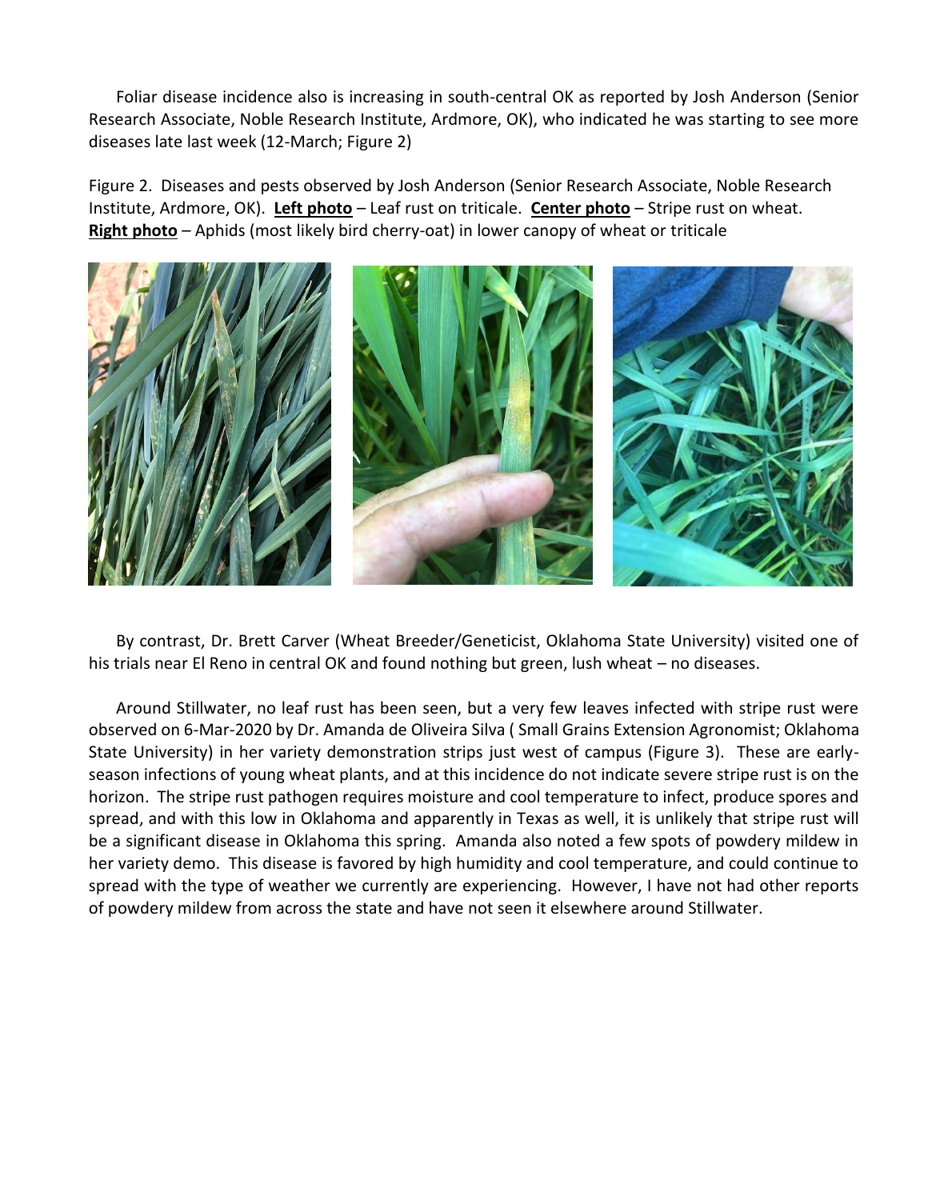Foliar disease incidence also is increasing in south-central OK as reported by Josh Anderson (Senior Research Associate, Noble Research Institute, Ardmore, OK), who indicated he was starting to see more diseases late last week (12-March; Figure 2)

Figure 2. Diseases and pests observed by Josh Anderson (Senior Research Associate, Noble Research Institute, Ardmore, OK). **Left photo** – Leaf rust on triticale. **Center photo** – Stripe rust on wheat. **Right photo** – Aphids (most likely bird cherry-oat) in lower canopy of wheat or triticale

By contrast, Dr. Brett Carver (Wheat Breeder/Geneticist, Oklahoma State University) visited one of his trials near El Reno in central OK and found nothing but green, lush wheat – no diseases.

Around Stillwater, no leaf rust has been seen, but a very few leaves infected with stripe rust were observed on 6-Mar-2020 by Dr. Amanda de Oliveira Silva ( Small Grains Extension Agronomist; Oklahoma State University) in her variety demonstration strips just west of campus (Figure 3). These are early-season infections of young wheat plants, and at this incidence do not indicate severe stripe rust is on the horizon. The stripe rust pathogen requires moisture and cool temperature to infect, produce spores and spread, and with this low in Oklahoma and apparently in Texas as well, it is unlikely that stripe rust will be a significant disease in Oklahoma this spring. Amanda also noted a few spots of powdery mildew in her variety demo. This disease is favored by high humidity and cool temperature, and could continue to spread with the type of weather we currently are experiencing. However, I have not had other reports of powdery mildew from across the state and have not seen it elsewhere around Stillwater.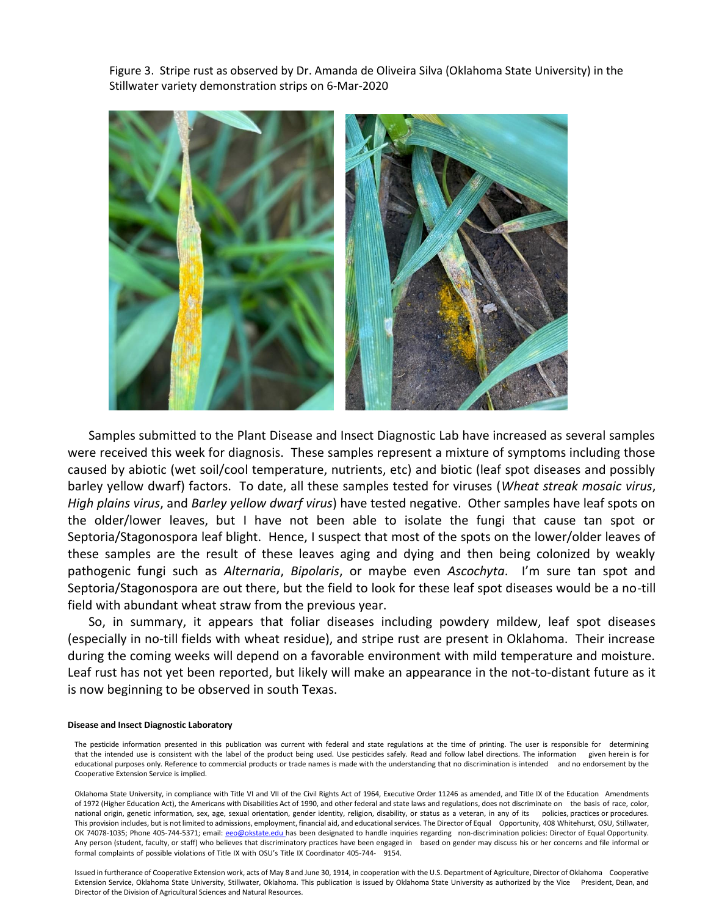Figure 3. Stripe rust as observed by Dr. Amanda de Oliveira Silva (Oklahoma State University) in the Stillwater variety demonstration strips on 6-Mar-2020

Samples submitted to the Plant Disease and Insect Diagnostic Lab have increased as several samples were received this week for diagnosis. These samples represent a mixture of symptoms including those caused by abiotic (wet soil/cool temperature, nutrients, etc) and biotic (leaf spot diseases and possibly barley yellow dwarf) factors. To date, all these samples tested for viruses (*Wheat streak mosaic virus*, *High plains virus*, and *Barley yellow dwarf virus*) have tested negative. Other samples have leaf spots on the older/lower leaves, but I have not been able to isolate the fungi that cause tan spot or Septoria/Stagonospora leaf blight. Hence, I suspect that most of the spots on the lower/older leaves of these samples are the result of these leaves aging and dying and then being colonized by weakly pathogenic fungi such as *Alternaria*, *Bipolaris*, or maybe even *Ascochyta*. I'm sure tan spot and Septoria/Stagonospora are out there, but the field to look for these leaf spot diseases would be a no-till field with abundant wheat straw from the previous year.

So, in summary, it appears that foliar diseases including powdery mildew, leaf spot diseases (especially in no-till fields with wheat residue), and stripe rust are present in Oklahoma. Their increase during the coming weeks will depend on a favorable environment with mild temperature and moisture. Leaf rust has not yet been reported, but likely will make an appearance in the not-to-distant future as it is now beginning to be observed in south Texas.

**Disease and Insect Diagnostic Laboratory**

The pesticide information presented in this publication was current with federal and state regulations at the time of printing. The user is responsible for determining that the intended use is consistent with the label of the product being used. Use pesticides safely. Read and follow label directions. The information given herein is for educational purposes only. Reference to commercial products or trade names is made with the understanding that no discrimination is intended and no endorsement by the Cooperative Extension Service is implied.

Oklahoma State University, in compliance with Title VI and VII of the Civil Rights Act of 1964, Executive Order 11246 as amended, and Title IX of the Education Amendments of 1972 (Higher Education Act), the Americans with Disabilities Act of 1990, and other federal and state laws and regulations, does not discriminate on the basis of race, color, national origin, genetic information, sex, age, sexual orientation, gender identity, religion, disability, or status as a veteran, in any of its policies, practices or procedures. This provision includes, but is not limited to admissions, employment, financial aid, and educational services. The Director of Equal Opportunity, 408 Whitehurst, OSU, Stillwater, OK 74078-1035; Phone 405-744-5371; email: eeo@okstate.edu has been designated to handle inquiries regarding non-discrimination policies: Director of Equal Opportunity. Any person (student, faculty, or staff) who believes that discriminatory practices have been engaged in based on gender may discuss his or her concerns and file informal or formal complaints of possible violations of Title IX with OSU's Title IX Coordinator 405-744- 9154.

Issued in furtherance of Cooperative Extension work, acts of May 8 and June 30, 1914, in cooperation with the U.S. Department of Agriculture, Director of Oklahoma Cooperative Extension Service, Oklahoma State University, Stillwater, Oklahoma. This publication is issued by Oklahoma State University as authorized by the Vice President, Dean, and Director of the Division of Agricultural Sciences and Natural Resources.